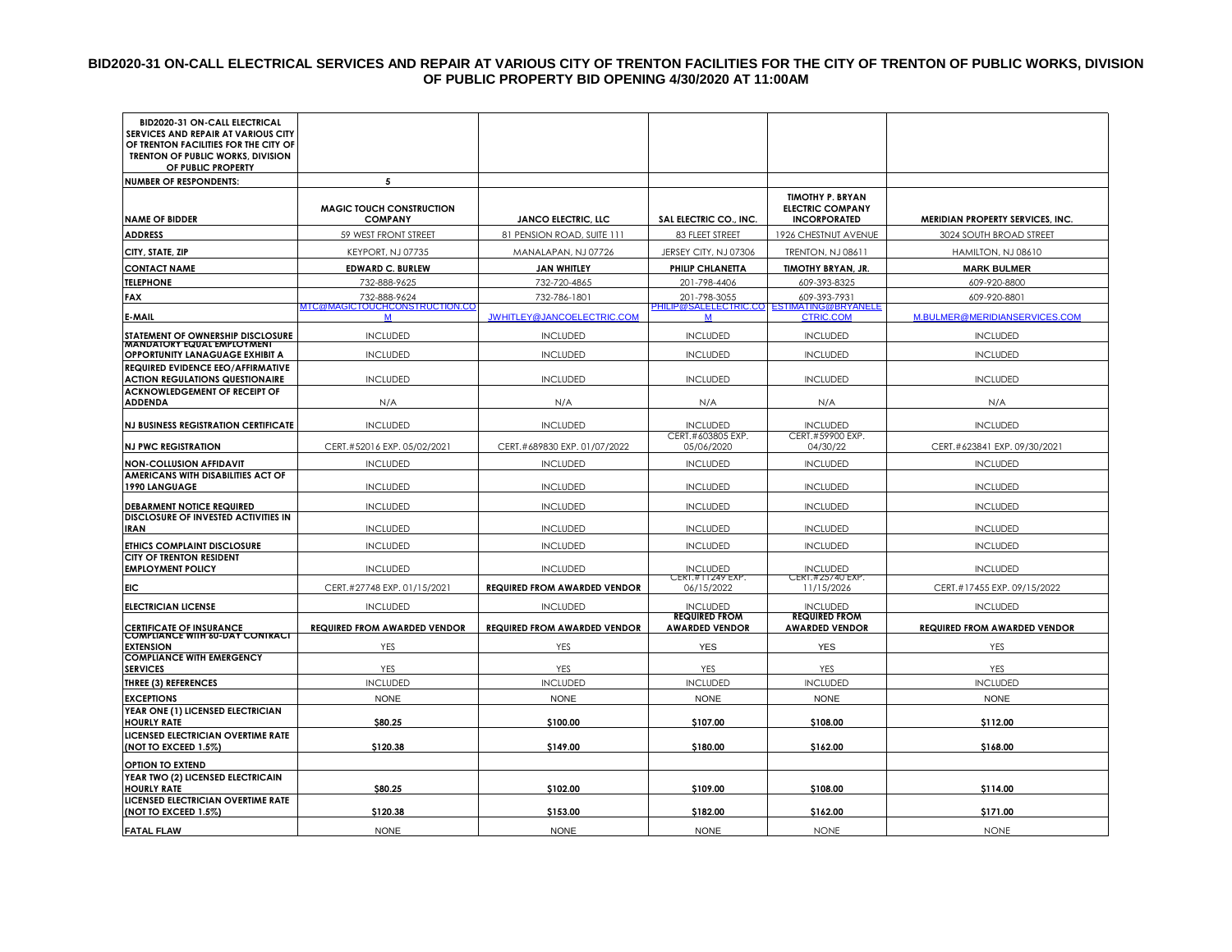# BID2020-31 ON-CALL ELECTRICAL SERVICES AND REPAIR AT VARIOUS CITY OF TRENTON FACILITIES FOR THE CITY OF TRENTON OF PUBLIC WORKS, DIVISION OF PUBLIC PROPERTY BID OPENING 4/30/2020 AT 11:00AM

| BID2020-31 ON-CALL ELECTRICAL SERVICES AND REPAIR AT VARIOUS CITY OF TRENTON FACILITIES FOR THE CITY OF TRENTON OF PUBLIC WORKS, DIVISION OF PUBLIC PROPERTY | | | | | |
|---|---|---|---|---|---|
| **NUMBER OF RESPONDENTS:** | **5** | | | | |
| **NAME OF BIDDER** | **MAGIC TOUCH CONSTRUCTION COMPANY** | **JANCO ELECTRIC, LLC** | **SAL ELECTRIC CO., INC.** | **TIMOTHY P. BRYAN ELECTRIC COMPANY INCORPORATED** | **MERIDIAN PROPERTY SERVICES, INC.** |
| **ADDRESS** | 59 WEST FRONT STREET | 81 PENSION ROAD, SUITE 111 | 83 FLEET STREET | 1926 CHESTNUT AVENUE | 3024 SOUTH BROAD STREET |
| **CITY, STATE, ZIP** | KEYPORT, NJ 07735 | MANALAPAN, NJ 07726 | JERSEY CITY, NJ 07306 | TRENTON, NJ 08611 | HAMILTON, NJ 08610 |
| **CONTACT NAME** | **EDWARD C. BURLEW** | **JAN WHITLEY** | **PHILIP CHLANETTA** | **TIMOTHY BRYAN, JR.** | **MARK BULMER** |
| **TELEPHONE** | 732-888-9625 | 732-720-4865 | 201-798-4406 | 609-393-8325 | 609-920-8800 |
| **FAX** | 732-888-9624 | 732-786-1801 | 201-798-3055 | 609-393-7931 | 609-920-8801 |
| **E-MAIL** | MTC@MAGICTOUCHCONSTRUCTION.COM | JWHITLEY@JANCOELECTRIC.COM | PHILIP@SALELECTRIC.COM | ESTIMATING@BRYANELECTRIC.COM | M.BULMER@MERIDIANSERVICES.COM |
| **STATEMENT OF OWNERSHIP DISCLOSURE** | INCLUDED | INCLUDED | INCLUDED | INCLUDED | INCLUDED |
| **MANDATORY EQUAL EMPLOYMENT OPPORTUNITY LANAGUAGE EXHIBIT A** | INCLUDED | INCLUDED | INCLUDED | INCLUDED | INCLUDED |
| **REQUIRED EVIDENCE EEO/AFFIRMATIVE ACTION REGULATIONS QUESTIONAIRE** | INCLUDED | INCLUDED | INCLUDED | INCLUDED | INCLUDED |
| **ACKNOWLEDGEMENT OF RECEIPT OF ADDENDA** | N/A | N/A | N/A | N/A | N/A |
| **NJ BUSINESS REGISTRATION CERTIFICATE** | INCLUDED | INCLUDED | INCLUDED | INCLUDED | INCLUDED |
| **NJ PWC REGISTRATION** | CERT.#52016 EXP. 05/02/2021 | CERT.#689830 EXP. 01/07/2022 | CERT.#603805 EXP. 05/06/2020 | CERT.#59900 EXP. 04/30/22 | CERT.#623841 EXP. 09/30/2021 |
| **NON-COLLUSION AFFIDAVIT** | INCLUDED | INCLUDED | INCLUDED | INCLUDED | INCLUDED |
| **AMERICANS WITH DISABILITIES ACT OF 1990 LANGUAGE** | INCLUDED | INCLUDED | INCLUDED | INCLUDED | INCLUDED |
| **DEBARMENT NOTICE REQUIRED** | INCLUDED | INCLUDED | INCLUDED | INCLUDED | INCLUDED |
| **DISCLOSURE OF INVESTED ACTIVITIES IN IRAN** | INCLUDED | INCLUDED | INCLUDED | INCLUDED | INCLUDED |
| **ETHICS COMPLAINT DISCLOSURE** | INCLUDED | INCLUDED | INCLUDED | INCLUDED | INCLUDED |
| **CITY OF TRENTON RESIDENT EMPLOYMENT POLICY** | INCLUDED | INCLUDED | INCLUDED | INCLUDED | INCLUDED |
| **EIC** | CERT.#27748 EXP. 01/15/2021 | **REQUIRED FROM AWARDED VENDOR** | CERT.#11249 EXP. 06/15/2022 | CERT.#25740 EXP. 11/15/2026 | CERT.#17455 EXP. 09/15/2022 |
| **ELECTRICIAN LICENSE** | INCLUDED | INCLUDED | INCLUDED | INCLUDED | INCLUDED |
| **CERTIFICATE OF INSURANCE** | **REQUIRED FROM AWARDED VENDOR** | **REQUIRED FROM AWARDED VENDOR** | **REQUIRED FROM AWARDED VENDOR** | **REQUIRED FROM AWARDED VENDOR** | **REQUIRED FROM AWARDED VENDOR** |
| **COMPLIANCE WITH 60-DAY CONTRACT EXTENSION** | YES | YES | YES | YES | YES |
| **COMPLIANCE WITH EMERGENCY SERVICES** | YES | YES | YES | YES | YES |
| **THREE (3) REFERENCES** | INCLUDED | INCLUDED | INCLUDED | INCLUDED | INCLUDED |
| **EXCEPTIONS** | NONE | NONE | NONE | NONE | NONE |
| **YEAR ONE (1) LICENSED ELECTRICIAN HOURLY RATE** | **$80.25** | **$100.00** | **$107.00** | **$108.00** | **$112.00** |
| **LICENSED ELECTRICIAN OVERTIME RATE (NOT TO EXCEED 1.5%)** | **$120.38** | **$149.00** | **$180.00** | **$162.00** | **$168.00** |
| **OPTION TO EXTEND** | | | | | |
| **YEAR TWO (2) LICENSED ELECTRICAIN HOURLY RATE** | **$80.25** | **$102.00** | **$109.00** | **$108.00** | **$114.00** |
| **LICENSED ELECTRICIAN OVERTIME RATE (NOT TO EXCEED 1.5%)** | **$120.38** | **$153.00** | **$182.00** | **$162.00** | **$171.00** |
| **FATAL FLAW** | NONE | NONE | NONE | NONE | NONE |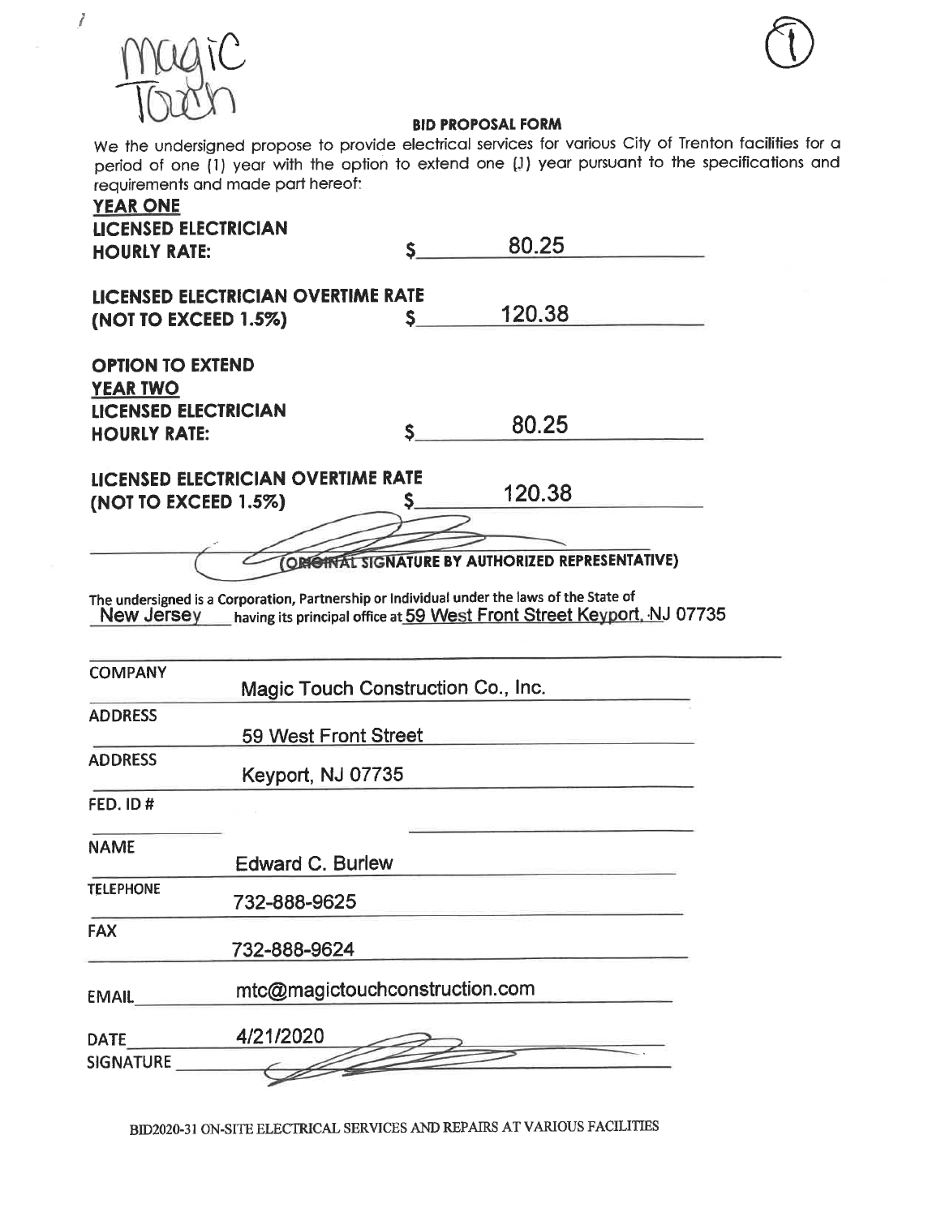Magic Touch

(1)

## BID PROPOSAL FORM

We the undersigned propose to provide electrical services for various City of Trenton facilities for a period of one (1) year with the option to extend one (1) year pursuant to the specifications and requirements and made part hereof:

**YEAR ONE**

**LICENSED ELECTRICIAN HOURLY RATE:** $ 80.25

**LICENSED ELECTRICIAN OVERTIME RATE (NOT TO EXCEED 1.5%)** $ 120.38

**OPTION TO EXTEND**

**YEAR TWO**

**LICENSED ELECTRICIAN HOURLY RATE:** $ 80.25

**LICENSED ELECTRICIAN OVERTIME RATE (NOT TO EXCEED 1.5%)** $ 120.38

______________________________
**(ORIGINAL SIGNATURE BY AUTHORIZED REPRESENTATIVE)**

**The undersigned is a Corporation, Partnership or Individual under the laws of the State of** New Jersey **having its principal office at** 59 West Front Street Keyport, NJ 07735

| | |
|---|---|
| COMPANY | Magic Touch Construction Co., Inc. |
| ADDRESS | 59 West Front Street |
| ADDRESS | Keyport, NJ 07735 |
| FED. ID # | |
| NAME | Edward C. Burlew |
| TELEPHONE | 732-888-9625 |
| FAX | 732-888-9624 |
| EMAIL | mtc@magictouchconstruction.com |
| DATE | 4/21/2020 |
| SIGNATURE | |

BID2020-31 ON-SITE ELECTRICAL SERVICES AND REPAIRS AT VARIOUS FACILITIES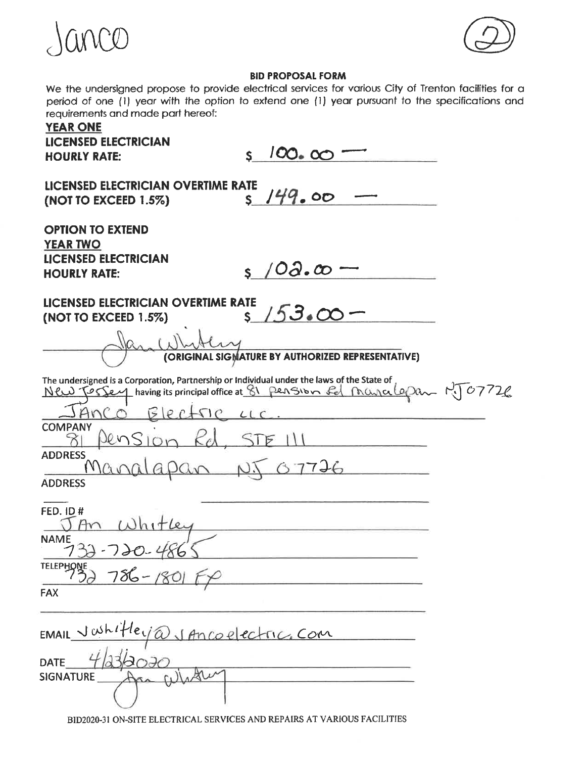Janco

(2)

**BID PROPOSAL FORM**

We the undersigned propose to provide electrical services for various City of Trenton facilities for a period of one (1) year with the option to extend one (1) year pursuant to the specifications and requirements and made part hereof:

**YEAR ONE**

**LICENSED ELECTRICIAN HOURLY RATE:** $ 100.00 —

**LICENSED ELECTRICIAN OVERTIME RATE (NOT TO EXCEED 1.5%)** $ 149.00 —

**OPTION TO EXTEND**

**YEAR TWO**

**LICENSED ELECTRICIAN HOURLY RATE:** $ 102.00 —

**LICENSED ELECTRICIAN OVERTIME RATE (NOT TO EXCEED 1.5%)** $ 153.00 —

Jan Whitley
**(ORIGINAL SIGNATURE BY AUTHORIZED REPRESENTATIVE)**

The undersigned is a Corporation, Partnership or Individual under the laws of the State of New Jersey having its principal office at 81 Pension Rd Manalapan NJ 07726

JANCO Electric LLC.
COMPANY

81 Pension Rd, STE 111
ADDRESS

Manalapan NJ 07726
ADDRESS

FED. ID #

JAn Whitley
NAME

732-720-4865
TELEPHONE

732 786-1801 FX
FAX

EMAIL Jwhitley@JAncoelectric.Com

DATE 4/23/2020

SIGNATURE Jan Whitley

BID2020-31 ON-SITE ELECTRICAL SERVICES AND REPAIRS AT VARIOUS FACILITIES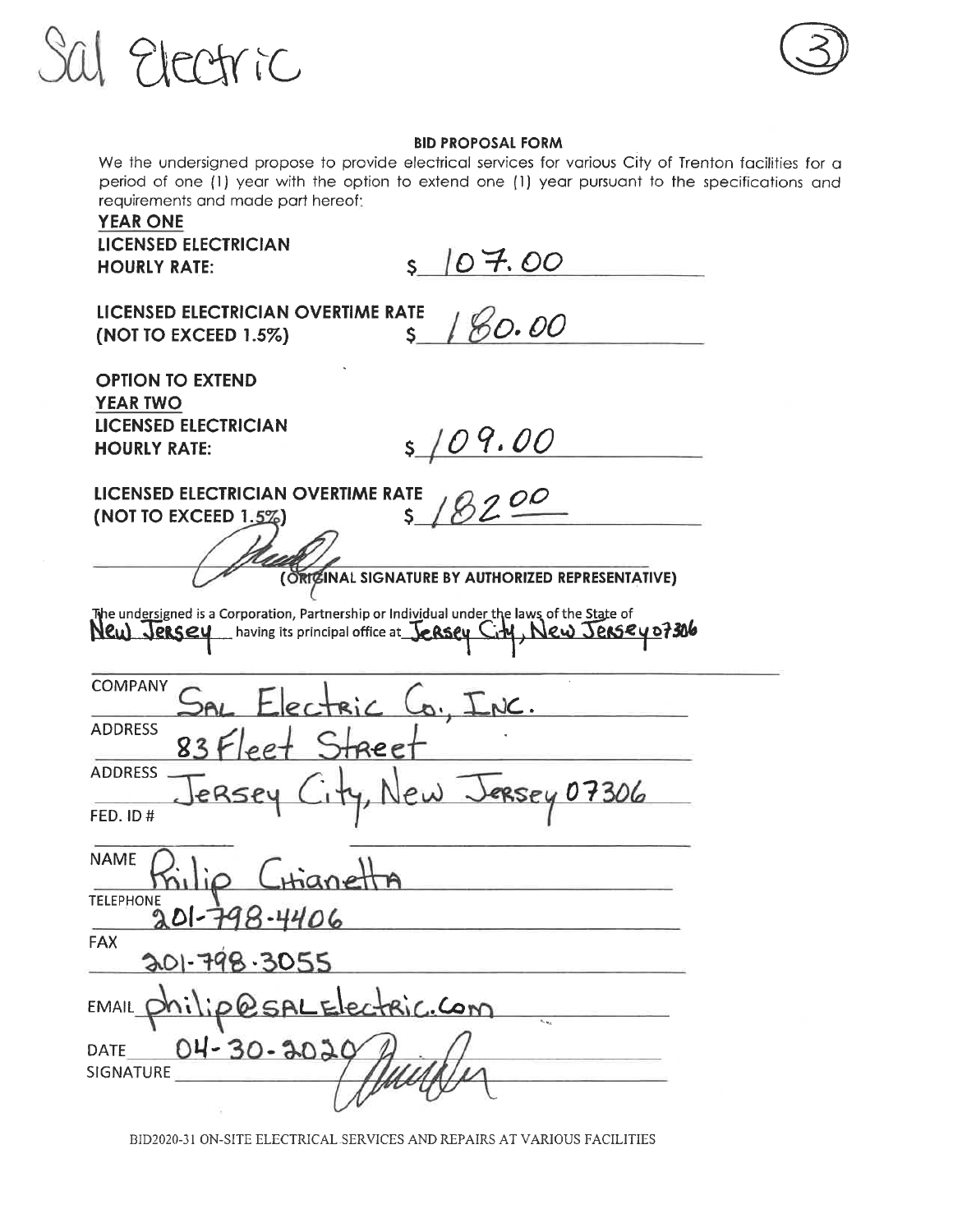Sal Electric

(3)

**BID PROPOSAL FORM**

We the undersigned propose to provide electrical services for various City of Trenton facilities for a period of one (1) year with the option to extend one (1) year pursuant to the specifications and requirements and made part hereof:

**YEAR ONE**

**LICENSED ELECTRICIAN HOURLY RATE:** $ 107.00

**LICENSED ELECTRICIAN OVERTIME RATE (NOT TO EXCEED 1.5%)** $ 180.00

**OPTION TO EXTEND**

**YEAR TWO**

**LICENSED ELECTRICIAN HOURLY RATE:** $ 109.00

**LICENSED ELECTRICIAN OVERTIME RATE (NOT TO EXCEED 1.5%)** $ 182.00

_______________ **(ORIGINAL SIGNATURE BY AUTHORIZED REPRESENTATIVE)**

The undersigned is a Corporation, Partnership or Individual under the laws of the State of New Jersey having its principal office at Jersey City, New Jersey 07306

COMPANY: SAL Electric Co., Inc.

ADDRESS: 83 Fleet Street

ADDRESS: Jersey City, New Jersey 07306

FED. ID #

NAME: Philip Chianetta

TELEPHONE: 201-798-4406

FAX: 201-798-3055

EMAIL: philip@SALElectric.com

DATE: 04-30-2020

SIGNATURE: _______________

BID2020-31 ON-SITE ELECTRICAL SERVICES AND REPAIRS AT VARIOUS FACILITIES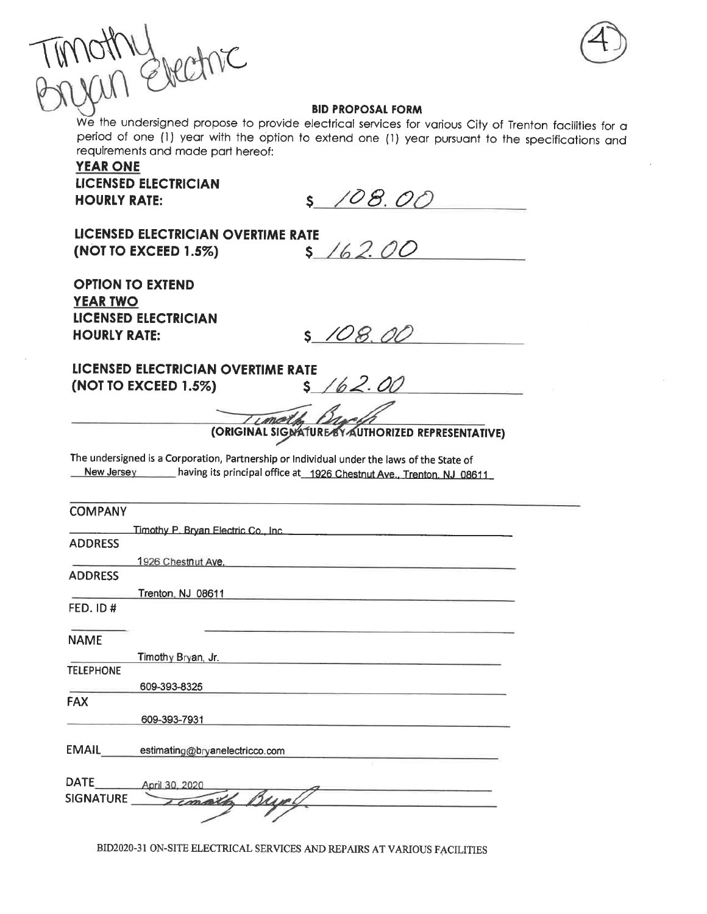Timothy Bryan Electric

(4)

## BID PROPOSAL FORM

We the undersigned propose to provide electrical services for various City of Trenton facilities for a period of one (1) year with the option to extend one (1) year pursuant to the specifications and requirements and made part hereof:

**YEAR ONE**

**LICENSED ELECTRICIAN HOURLY RATE:** $ 108.00

**LICENSED ELECTRICIAN OVERTIME RATE (NOT TO EXCEED 1.5%)** $ 162.00

**OPTION TO EXTEND**

**YEAR TWO**

**LICENSED ELECTRICIAN HOURLY RATE:** $ 108.00

**LICENSED ELECTRICIAN OVERTIME RATE (NOT TO EXCEED 1.5%)** $ 162.00

Timothy Bryan

**(ORIGINAL SIGNATURE BY AUTHORIZED REPRESENTATIVE)**

The undersigned is a Corporation, Partnership or Individual under the laws of the State of New Jersey having its principal office at 1926 Chestnut Ave., Trenton, NJ 08611

COMPANY: Timothy P. Bryan Electric Co., Inc.

ADDRESS: 1926 Chestnut Ave.

ADDRESS: Trenton, NJ 08611

FED. ID #:

NAME: Timothy Bryan, Jr.

TELEPHONE: 609-393-8325

FAX: 609-393-7931

EMAIL: estimating@bryanelectricco.com

DATE: April 30, 2020

SIGNATURE: Timothy Bryan

BID2020-31 ON-SITE ELECTRICAL SERVICES AND REPAIRS AT VARIOUS FACILITIES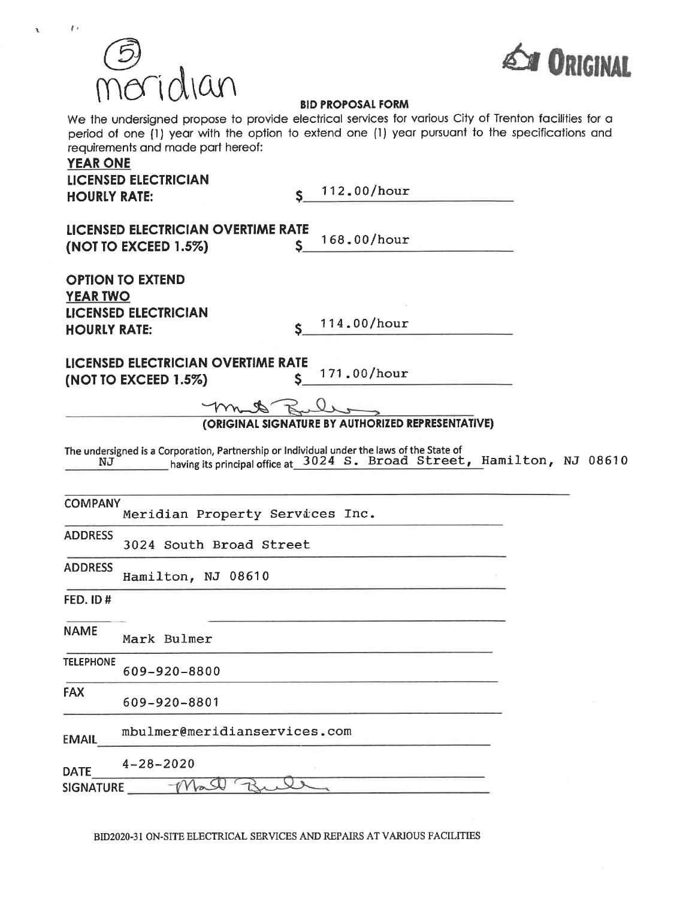(5)
meridian

**ORIGINAL**

**BID PROPOSAL FORM**

We the undersigned propose to provide electrical services for various City of Trenton facilities for a period of one (1) year with the option to extend one (1) year pursuant to the specifications and requirements and made part hereof:

**YEAR ONE**

**LICENSED ELECTRICIAN HOURLY RATE:** $ 112.00/hour

**LICENSED ELECTRICIAN OVERTIME RATE (NOT TO EXCEED 1.5%)** $ 168.00/hour

**OPTION TO EXTEND**

**YEAR TWO**

**LICENSED ELECTRICIAN HOURLY RATE:** $ 114.00/hour

**LICENSED ELECTRICIAN OVERTIME RATE (NOT TO EXCEED 1.5%)** $ 171.00/hour

Mark Bulmer

**(ORIGINAL SIGNATURE BY AUTHORIZED REPRESENTATIVE)**

The undersigned is a Corporation, Partnership or Individual under the laws of the State of NJ having its principal office at 3024 S. Broad Street, Hamilton, NJ 08610

COMPANY Meridian Property Services Inc.

ADDRESS 3024 South Broad Street

ADDRESS Hamilton, NJ 08610

FED. ID #

NAME Mark Bulmer

TELEPHONE 609-920-8800

FAX 609-920-8801

EMAIL mbulmer@meridianservices.com

DATE 4-28-2020

SIGNATURE Mark Bulmer

BID2020-31 ON-SITE ELECTRICAL SERVICES AND REPAIRS AT VARIOUS FACILITIES